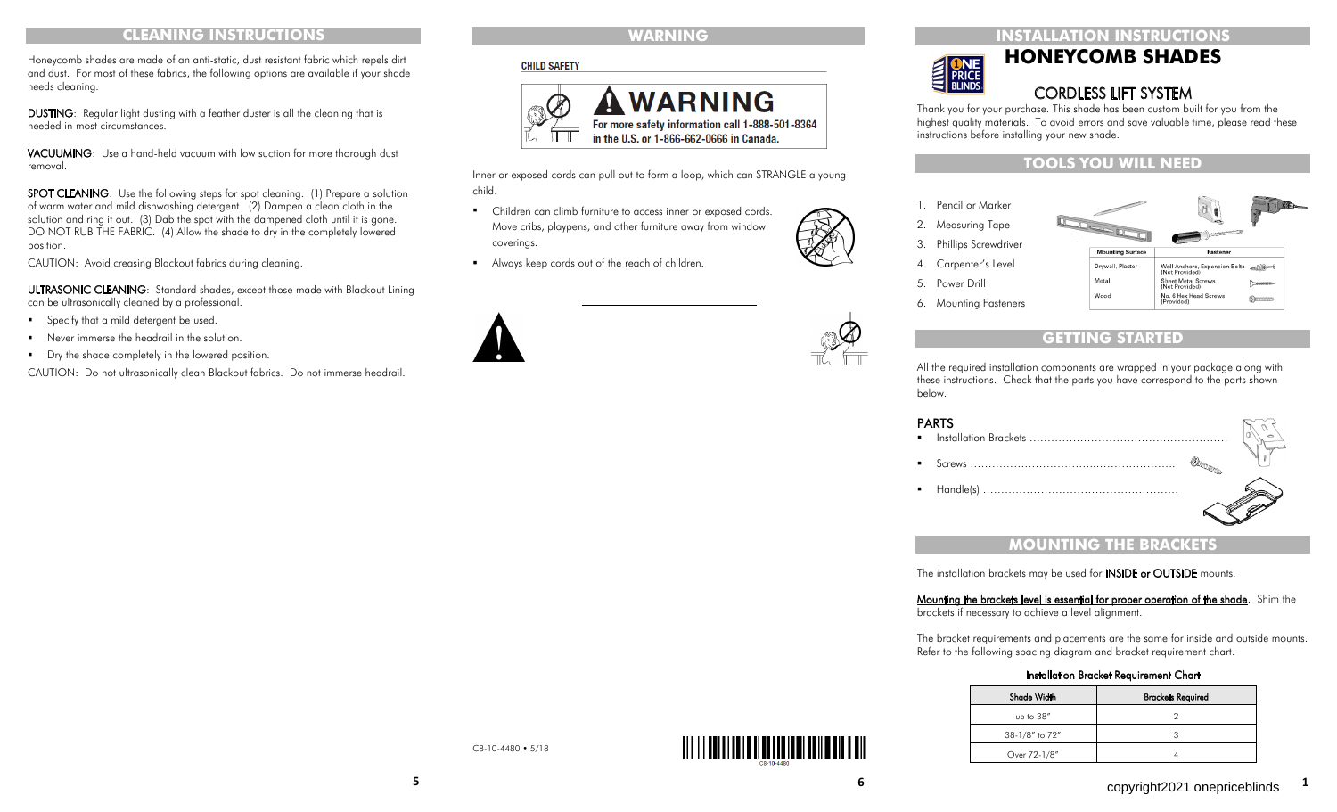## CLEANING INSTRUCTIONS

Honeycomb shades are made of an anti-static, dust resistant fabric which repels dirt and dust. For most of these fabrics, the following options are available if your shade needs cleaning.

**DUSTING**: Regular light dusting with a feather duster is all the cleaning that is needed in most circumstances.

**VACUUMING**: Use a hand-held vacuum with low suction for more thorough dust removal.

**SPOT CLEANING**: Use the following steps for spot cleaning: (1) Prepare a solution of warm water and mild dishwashing detergent. (2) Dampen a clean cloth in the solution and ring it out. (3) Dab the spot with the dampened cloth until it is gone. DO NOT RUB THE FABRIC. (4) Allow the shade to dry in the completely lowered position.

CAUTION: Avoid creasing Blackout fabrics during cleaning.

**ULTRASONIC CLEANING**: Standard shades, except those made with Blackout Lining can be ultrasonically cleaned by a professional.

- Specify that a mild detergent be used.
- Never immerse the headrail in the solution.
- Dry the shade completely in the lowered position.

CAUTION: Do not ultrasonically clean Blackout fabrics. Do not immerse headrail.

## WARNING

**CHILD SAFETY**

**WARNING**

For more safety information call 1-888-501-8364 in the U.S. or 1-866-662-0666 in Canada.

Inner or exposed cords can pull out to form a loop, which can STRANGLE a young child.

- Children can climb furniture to access inner or exposed cords. Move cribs, playpens, and other furniture away from window coverings.
- Always keep cords out of the reach of children.

C8-10-4480 • 5/18

## INSTALLATION INSTRUCTIONS

# HONEYCOMB SHADES

### CORDLESS LIFT SYSTEM

Thank you for your purchase. This shade has been custom built for you from the highest quality materials. To avoid errors and save valuable time, please read these instructions before installing your new shade.

## TOOLS YOU WILL NEED

1. Pencil or Marker
2. Measuring Tape
3. Phillips Screwdriver
4. Carpenter's Level
5. Power Drill
6. Mounting Fasteners

| Mounting Surface | Fastener |
|---|---|
| Drywall, Plaster | Wall Anchors, Expansion Bolts (Not Provided) |
| Metal | Sheet Metal Screws (Not Provided) |
| Wood | No. 6 Hex Head Screws (Provided) |

## GETTING STARTED

All the required installation components are wrapped in your package along with these instructions. Check that the parts you have correspond to the parts shown below.

**PARTS**

- Installation Brackets ……………………………………………
- Screws ……………………………………………
- Handle(s) ……………………………………………

## MOUNTING THE BRACKETS

The installation brackets may be used for **INSIDE or OUTSIDE** mounts.

**Mounting the brackets level is essential for proper operation of the shade**. Shim the brackets if necessary to achieve a level alignment.

The bracket requirements and placements are the same for inside and outside mounts. Refer to the following spacing diagram and bracket requirement chart.

**Installation Bracket Requirement Chart**

| Shade Width | Brackets Required |
|---|---|
| up to 38" | 2 |
| 38-1/8" to 72" | 3 |
| Over 72-1/8" | 4 |

copyright2021 onepriceblinds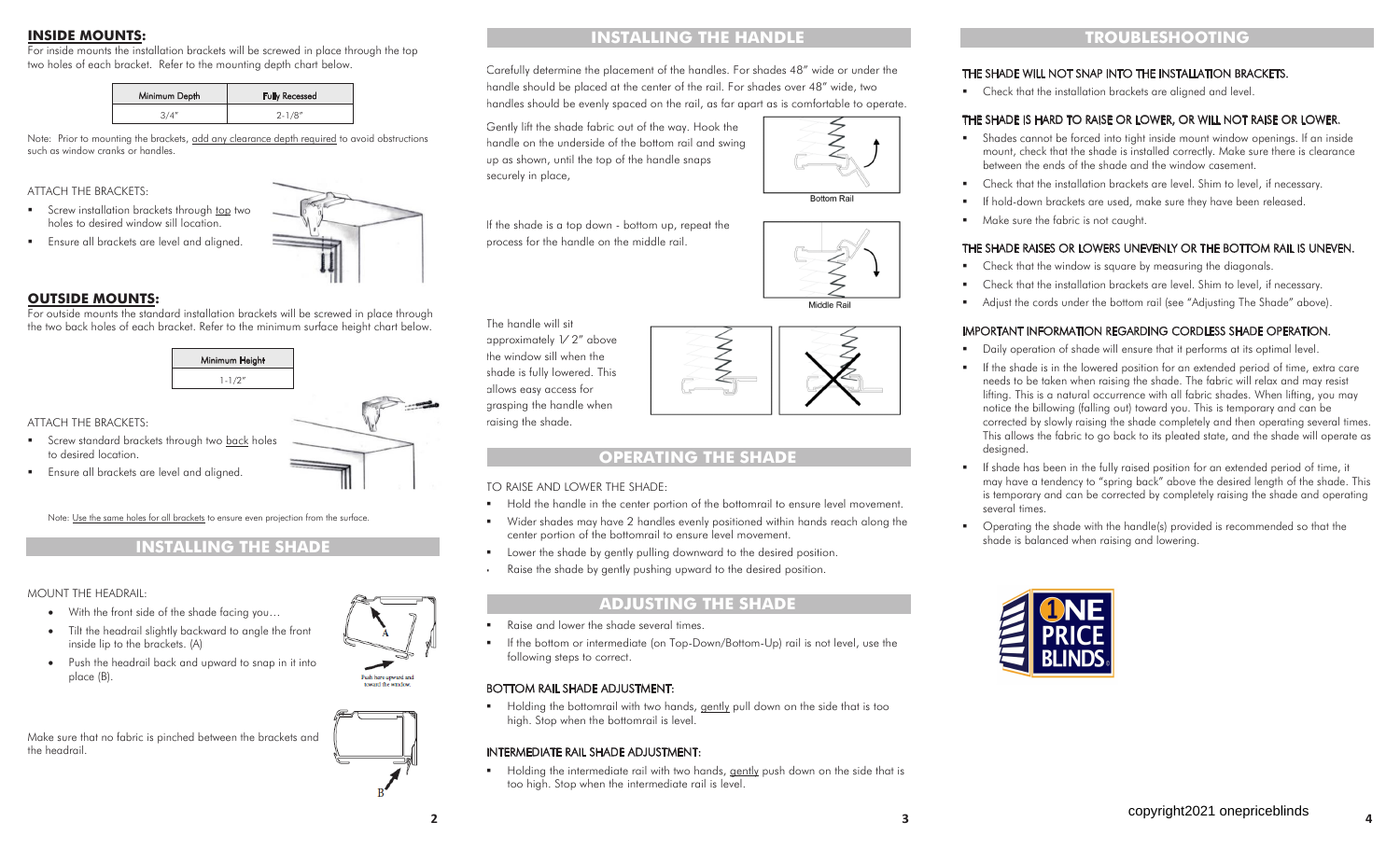## INSIDE MOUNTS:

For inside mounts the installation brackets will be screwed in place through the top two holes of each bracket. Refer to the mounting depth chart below.

| Minimum Depth | Fully Recessed |
| --- | --- |
| 3/4" | 2-1/8" |

Note: Prior to mounting the brackets, add any clearance depth required to avoid obstructions such as window cranks or handles.

ATTACH THE BRACKETS:

- Screw installation brackets through top two holes to desired window sill location.
- Ensure all brackets are level and aligned.

## OUTSIDE MOUNTS:

For outside mounts the standard installation brackets will be screwed in place through the two back holes of each bracket. Refer to the minimum surface height chart below.

| Minimum Height |
| --- |
| 1-1/2" |

ATTACH THE BRACKETS:

- Screw standard brackets through two back holes to desired location.
- Ensure all brackets are level and aligned.

Note: Use the same holes for all brackets to ensure even projection from the surface.

## INSTALLING THE SHADE

MOUNT THE HEADRAIL:

- With the front side of the shade facing you…
- Tilt the headrail slightly backward to angle the front inside lip to the brackets. (A)
- Push the headrail back and upward to snap in it into place (B).

A

Push here upward and toward the window.

B

Make sure that no fabric is pinched between the brackets and the headrail.

## INSTALLING THE HANDLE

Carefully determine the placement of the handles. For shades 48" wide or under the handle should be placed at the center of the rail. For shades over 48" wide, two handles should be evenly spaced on the rail, as far apart as is comfortable to operate.

Gently lift the shade fabric out of the way. Hook the handle on the underside of the bottom rail and swing up as shown, until the top of the handle snaps securely in place,

Bottom Rail

If the shade is a top down - bottom up, repeat the process for the handle on the middle rail.

Middle Rail

The handle will sit approximately 1/2" above the window sill when the shade is fully lowered. This allows easy access for grasping the handle when raising the shade.

## OPERATING THE SHADE

TO RAISE AND LOWER THE SHADE:

- Hold the handle in the center portion of the bottomrail to ensure level movement.
- Wider shades may have 2 handles evenly positioned within hands reach along the center portion of the bottomrail to ensure level movement.
- Lower the shade by gently pulling downward to the desired position.
- Raise the shade by gently pushing upward to the desired position.

## ADJUSTING THE SHADE

- Raise and lower the shade several times.
- If the bottom or intermediate (on Top-Down/Bottom-Up) rail is not level, use the following steps to correct.

### BOTTOM RAIL SHADE ADJUSTMENT:

- Holding the bottomrail with two hands, gently pull down on the side that is too high. Stop when the bottomrail is level.

### INTERMEDIATE RAIL SHADE ADJUSTMENT:

- Holding the intermediate rail with two hands, gently push down on the side that is too high. Stop when the intermediate rail is level.

## TROUBLESHOOTING

### THE SHADE WILL NOT SNAP INTO THE INSTALLATION BRACKETS.

- Check that the installation brackets are aligned and level.

### THE SHADE IS HARD TO RAISE OR LOWER, OR WILL NOT RAISE OR LOWER.

- Shades cannot be forced into tight inside mount window openings. If an inside mount, check that the shade is installed correctly. Make sure there is clearance between the ends of the shade and the window casement.
- Check that the installation brackets are level. Shim to level, if necessary.
- If hold-down brackets are used, make sure they have been released.
- Make sure the fabric is not caught.

### THE SHADE RAISES OR LOWERS UNEVENLY OR THE BOTTOM RAIL IS UNEVEN.

- Check that the window is square by measuring the diagonals.
- Check that the installation brackets are level. Shim to level, if necessary.
- Adjust the cords under the bottom rail (see "Adjusting The Shade" above).

### IMPORTANT INFORMATION REGARDING CORDLESS SHADE OPERATION.

- Daily operation of shade will ensure that it performs at its optimal level.
- If the shade is in the lowered position for an extended period of time, extra care needs to be taken when raising the shade. The fabric will relax and may resist lifting. This is a natural occurrence with all fabric shades. When lifting, you may notice the billowing (falling out) toward you. This is temporary and can be corrected by slowly raising the shade completely and then operating several times. This allows the fabric to go back to its pleated state, and the shade will operate as designed.
- If shade has been in the fully raised position for an extended period of time, it may have a tendency to "spring back" above the desired length of the shade. This is temporary and can be corrected by completely raising the shade and operating several times.
- Operating the shade with the handle(s) provided is recommended so that the shade is balanced when raising and lowering.

ONE PRICE BLINDS

copyright2021 onepriceblinds